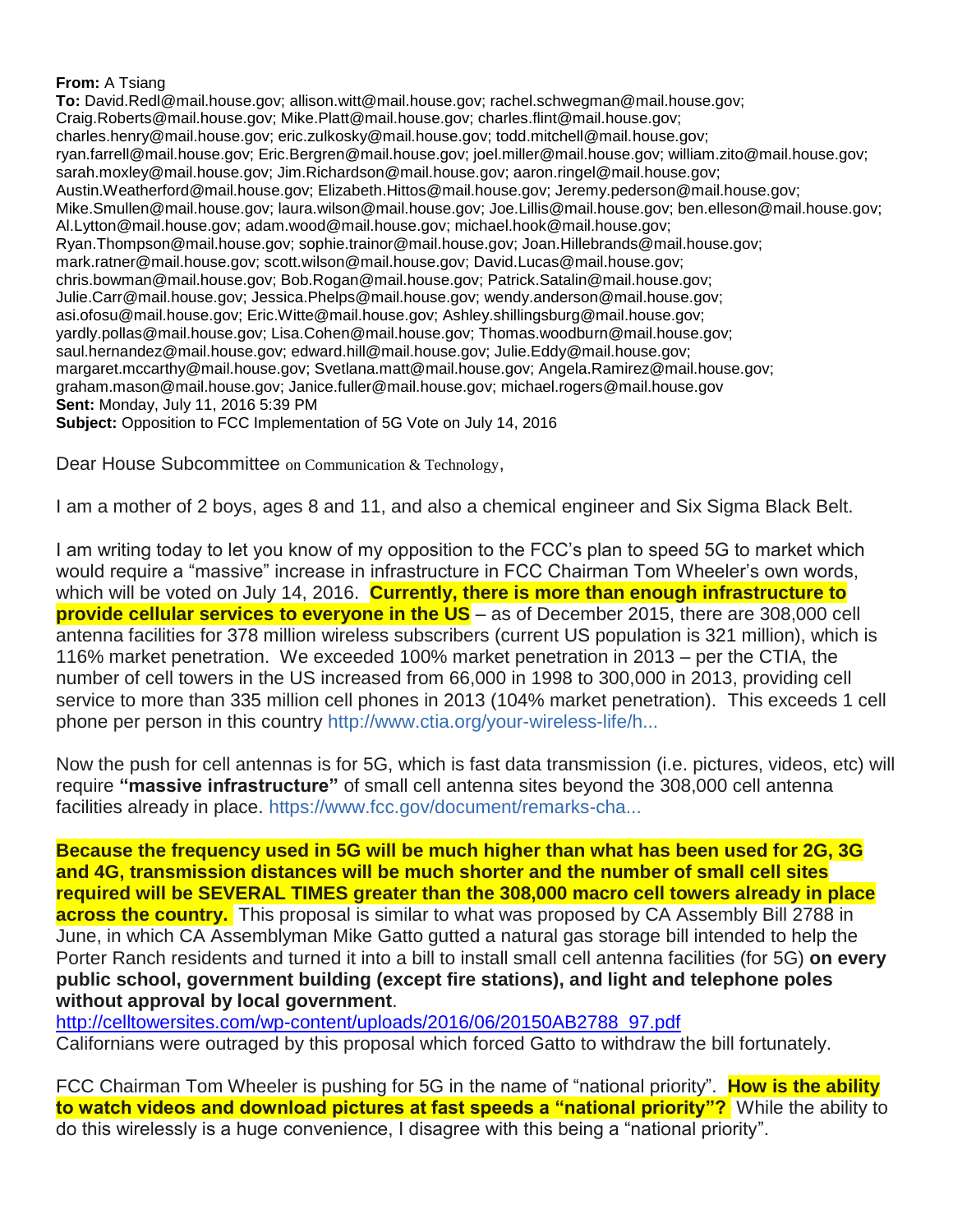**From:** A Tsiang
**To:** David.Redl@mail.house.gov; allison.witt@mail.house.gov; rachel.schwegman@mail.house.gov; Craig.Roberts@mail.house.gov; Mike.Platt@mail.house.gov; charles.flint@mail.house.gov; charles.henry@mail.house.gov; eric.zulkosky@mail.house.gov; todd.mitchell@mail.house.gov; ryan.farrell@mail.house.gov; Eric.Bergren@mail.house.gov; joel.miller@mail.house.gov; william.zito@mail.house.gov; sarah.moxley@mail.house.gov; Jim.Richardson@mail.house.gov; aaron.ringel@mail.house.gov; Austin.Weatherford@mail.house.gov; Elizabeth.Hittos@mail.house.gov; Jeremy.pederson@mail.house.gov; Mike.Smullen@mail.house.gov; laura.wilson@mail.house.gov; Joe.Lillis@mail.house.gov; ben.elleson@mail.house.gov; Al.Lytton@mail.house.gov; adam.wood@mail.house.gov; michael.hook@mail.house.gov; Ryan.Thompson@mail.house.gov; sophie.trainor@mail.house.gov; Joan.Hillebrands@mail.house.gov; mark.ratner@mail.house.gov; scott.wilson@mail.house.gov; David.Lucas@mail.house.gov; chris.bowman@mail.house.gov; Bob.Rogan@mail.house.gov; Patrick.Satalin@mail.house.gov; Julie.Carr@mail.house.gov; Jessica.Phelps@mail.house.gov; wendy.anderson@mail.house.gov; asi.ofosu@mail.house.gov; Eric.Witte@mail.house.gov; Ashley.shillingsburg@mail.house.gov; yardly.pollas@mail.house.gov; Lisa.Cohen@mail.house.gov; Thomas.woodburn@mail.house.gov; saul.hernandez@mail.house.gov; edward.hill@mail.house.gov; Julie.Eddy@mail.house.gov; margaret.mccarthy@mail.house.gov; Svetlana.matt@mail.house.gov; Angela.Ramirez@mail.house.gov; graham.mason@mail.house.gov; Janice.fuller@mail.house.gov; michael.rogers@mail.house.gov
**Sent:** Monday, July 11, 2016 5:39 PM
**Subject:** Opposition to FCC Implementation of 5G Vote on July 14, 2016

Dear House Subcommittee on Communication & Technology,

I am a mother of 2 boys, ages 8 and 11, and also a chemical engineer and Six Sigma Black Belt.

I am writing today to let you know of my opposition to the FCC's plan to speed 5G to market which would require a "massive" increase in infrastructure in FCC Chairman Tom Wheeler's own words, which will be voted on July 14, 2016. **Currently, there is more than enough infrastructure to provide cellular services to everyone in the US** – as of December 2015, there are 308,000 cell antenna facilities for 378 million wireless subscribers (current US population is 321 million), which is 116% market penetration. We exceeded 100% market penetration in 2013 – per the CTIA, the number of cell towers in the US increased from 66,000 in 1998 to 300,000 in 2013, providing cell service to more than 335 million cell phones in 2013 (104% market penetration). This exceeds 1 cell phone per person in this country http://www.ctia.org/your-wireless-life/h...

Now the push for cell antennas is for 5G, which is fast data transmission (i.e. pictures, videos, etc) will require **"massive infrastructure"** of small cell antenna sites beyond the 308,000 cell antenna facilities already in place. https://www.fcc.gov/document/remarks-cha...

**Because the frequency used in 5G will be much higher than what has been used for 2G, 3G and 4G, transmission distances will be much shorter and the number of small cell sites required will be SEVERAL TIMES greater than the 308,000 macro cell towers already in place across the country.** This proposal is similar to what was proposed by CA Assembly Bill 2788 in June, in which CA Assemblyman Mike Gatto gutted a natural gas storage bill intended to help the Porter Ranch residents and turned it into a bill to install small cell antenna facilities (for 5G) **on every public school, government building (except fire stations), and light and telephone poles without approval by local government**.
http://celltowersites.com/wp-content/uploads/2016/06/20150AB2788_97.pdf
Californians were outraged by this proposal which forced Gatto to withdraw the bill fortunately.

FCC Chairman Tom Wheeler is pushing for 5G in the name of "national priority". **How is the ability to watch videos and download pictures at fast speeds a "national priority"?** While the ability to do this wirelessly is a huge convenience, I disagree with this being a "national priority".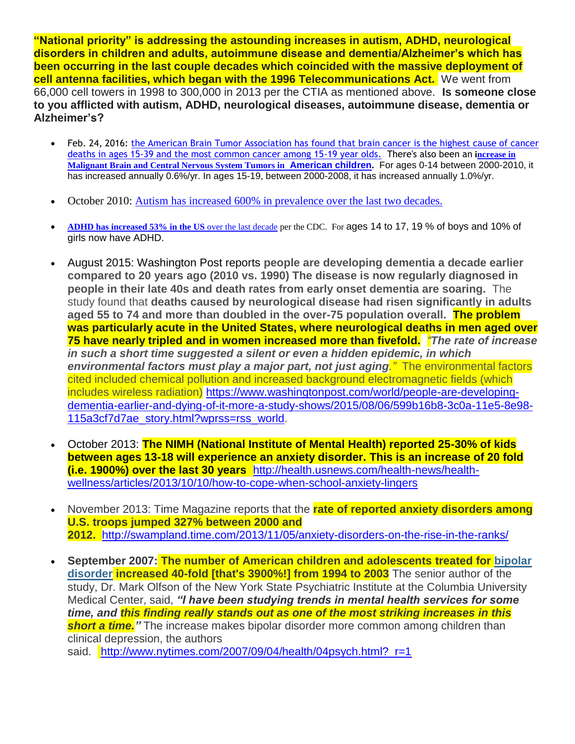**"National priority" is addressing the astounding increases in autism, ADHD, neurological disorders in children and adults, autoimmune disease and dementia/Alzheimer's which has been occurring in the last couple decades which coincided with the massive deployment of cell antenna facilities, which began with the 1996 Telecommunications Act.** We went from 66,000 cell towers in 1998 to 300,000 in 2013 per the CTIA as mentioned above. **Is someone close to you afflicted with autism, ADHD, neurological diseases, autoimmune disease, dementia or Alzheimer's?**

- Feb. 24, 2016: the American Brain Tumor Association has found that brain cancer is the highest cause of cancer deaths in ages 15-39 and the most common cancer among 15-19 year olds. There's also been an **increase in Malignant Brain and Central Nervous System Tumors in American children.** For ages 0-14 between 2000-2010, it has increased annually 0.6%/yr. In ages 15-19, between 2000-2008, it has increased annually 1.0%/yr.

- October 2010: Autism has increased 600% in prevalence over the last two decades.

- **ADHD has increased 53% in the US** over the last decade per the CDC. For ages 14 to 17, 19 % of boys and 10% of girls now have ADHD.

- August 2015: Washington Post reports **people are developing dementia a decade earlier compared to 20 years ago (2010 vs. 1990) The disease is now regularly diagnosed in people in their late 40s and death rates from early onset dementia are soaring.** The study found that **deaths caused by neurological disease had risen significantly in adults aged 55 to 74 and more than doubled in the over-75 population overall. The problem was particularly acute in the United States, where neurological deaths in men aged over 75 have nearly tripled and in women increased more than fivefold.** ***"The rate of increase in such a short time suggested a silent or even a hidden epidemic, in which environmental factors must play a major part, not just aging."*** The environmental factors cited included chemical pollution and increased background electromagnetic fields (which includes wireless radiation) https://www.washingtonpost.com/world/people-are-developing-dementia-earlier-and-dying-of-it-more-a-study-shows/2015/08/06/599b16b8-3c0a-11e5-8e98-115a3cf7d7ae_story.html?wprss=rss_world.

- October 2013: **The NIMH (National Institute of Mental Health) reported 25-30% of kids between ages 13-18 will experience an anxiety disorder. This is an increase of 20 fold (i.e. 1900%) over the last 30 years** http://health.usnews.com/health-news/health-wellness/articles/2013/10/10/how-to-cope-when-school-anxiety-lingers

- November 2013: Time Magazine reports that the **rate of reported anxiety disorders among U.S. troops jumped 327% between 2000 and 2012.** http://swampland.time.com/2013/11/05/anxiety-disorders-on-the-rise-in-the-ranks/

- **September 2007: The number of American children and adolescents treated for bipolar disorder increased 40-fold [that's 3900%!] from 1994 to 2003** The senior author of the study, Dr. Mark Olfson of the New York State Psychiatric Institute at the Columbia University Medical Center, said, ***"I have been studying trends in mental health services for some time, and this finding really stands out as one of the most striking increases in this short a time."*** The increase makes bipolar disorder more common among children than clinical depression, the authors said. http://www.nytimes.com/2007/09/04/health/04psych.html?_r=1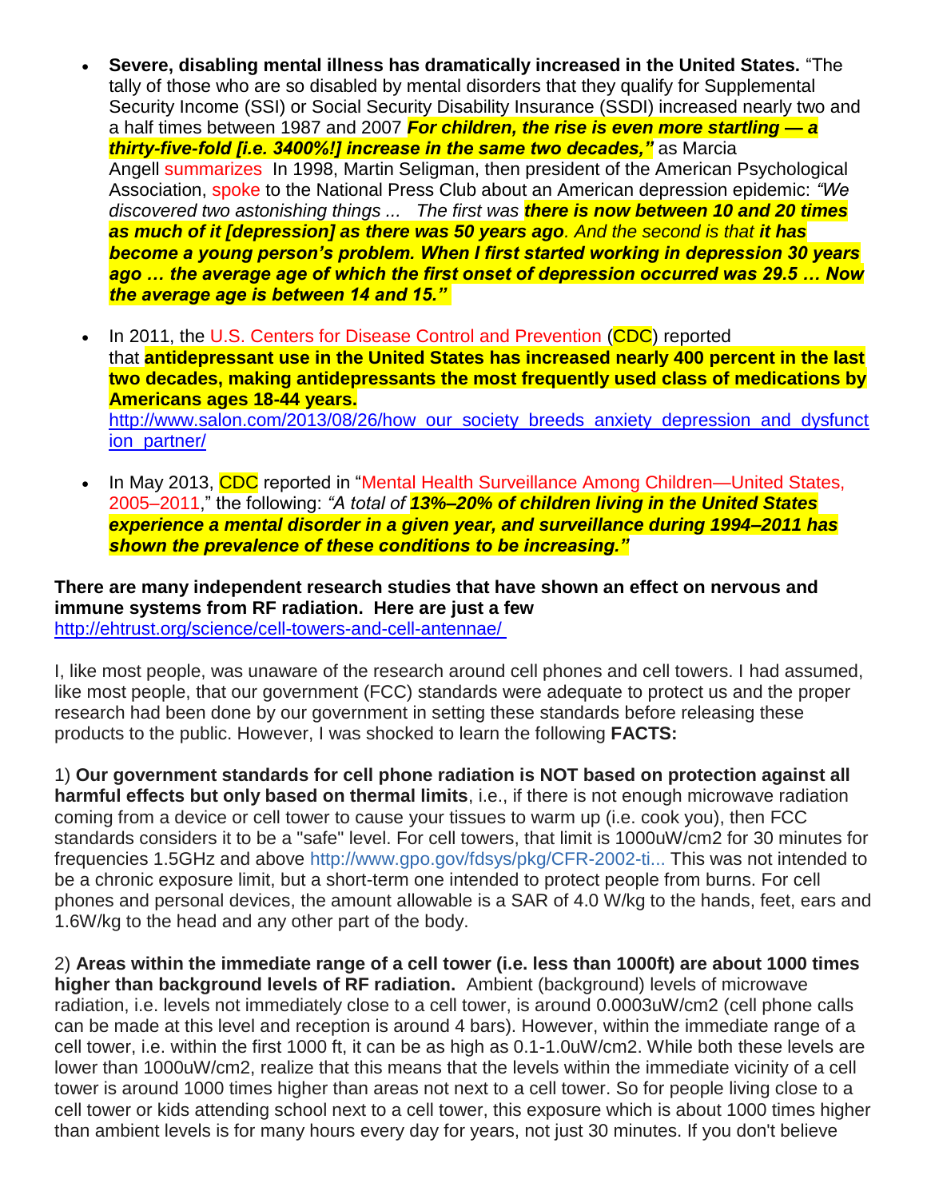- **Severe, disabling mental illness has dramatically increased in the United States.** "The tally of those who are so disabled by mental disorders that they qualify for Supplemental Security Income (SSI) or Social Security Disability Insurance (SSDI) increased nearly two and a half times between 1987 and 2007 ***For children, the rise is even more startling — a thirty-five-fold [i.e. 3400%!] increase in the same two decades,"*** as Marcia Angell summarizes In 1998, Martin Seligman, then president of the American Psychological Association, spoke to the National Press Club about an American depression epidemic: *"We discovered two astonishing things ... The first was* ***there is now between 10 and 20 times as much of it [depression] as there was 50 years ago****. And the second is that* ***it has become a young person's problem. When I first started working in depression 30 years ago … the average age of which the first onset of depression occurred was 29.5 … Now the average age is between 14 and 15."***

- In 2011, the U.S. Centers for Disease Control and Prevention (CDC) reported that **antidepressant use in the United States has increased nearly 400 percent in the last two decades, making antidepressants the most frequently used class of medications by Americans ages 18-44 years.**
http://www.salon.com/2013/08/26/how_our_society_breeds_anxiety_depression_and_dysfunction_partner/

- In May 2013, CDC reported in "Mental Health Surveillance Among Children—United States, 2005–2011," the following: *"A total of* ***13%–20% of children living in the United States experience a mental disorder in a given year, and surveillance during 1994–2011 has shown the prevalence of these conditions to be increasing."***

**There are many independent research studies that have shown an effect on nervous and immune systems from RF radiation. Here are just a few**
http://ehtrust.org/science/cell-towers-and-cell-antennae/

I, like most people, was unaware of the research around cell phones and cell towers. I had assumed, like most people, that our government (FCC) standards were adequate to protect us and the proper research had been done by our government in setting these standards before releasing these products to the public. However, I was shocked to learn the following **FACTS:**

1) **Our government standards for cell phone radiation is NOT based on protection against all harmful effects but only based on thermal limits**, i.e., if there is not enough microwave radiation coming from a device or cell tower to cause your tissues to warm up (i.e. cook you), then FCC standards considers it to be a "safe" level. For cell towers, that limit is 1000uW/cm2 for 30 minutes for frequencies 1.5GHz and above http://www.gpo.gov/fdsys/pkg/CFR-2002-ti... This was not intended to be a chronic exposure limit, but a short-term one intended to protect people from burns. For cell phones and personal devices, the amount allowable is a SAR of 4.0 W/kg to the hands, feet, ears and 1.6W/kg to the head and any other part of the body.

2) **Areas within the immediate range of a cell tower (i.e. less than 1000ft) are about 1000 times higher than background levels of RF radiation.** Ambient (background) levels of microwave radiation, i.e. levels not immediately close to a cell tower, is around 0.0003uW/cm2 (cell phone calls can be made at this level and reception is around 4 bars). However, within the immediate range of a cell tower, i.e. within the first 1000 ft, it can be as high as 0.1-1.0uW/cm2. While both these levels are lower than 1000uW/cm2, realize that this means that the levels within the immediate vicinity of a cell tower is around 1000 times higher than areas not next to a cell tower. So for people living close to a cell tower or kids attending school next to a cell tower, this exposure which is about 1000 times higher than ambient levels is for many hours every day for years, not just 30 minutes. If you don't believe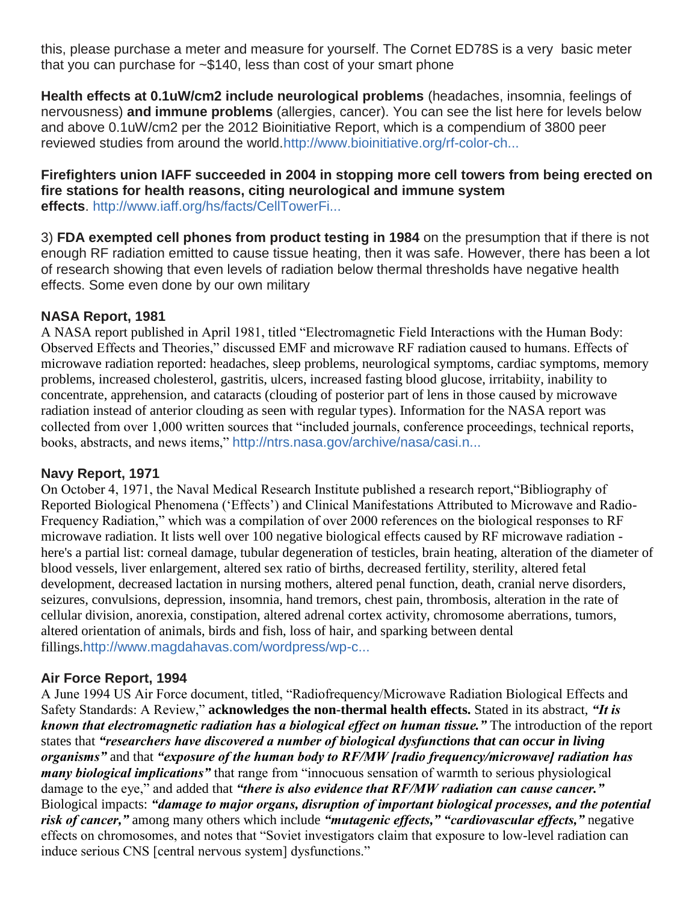this, please purchase a meter and measure for yourself. The Cornet ED78S is a very basic meter that you can purchase for ~$140, less than cost of your smart phone

**Health effects at 0.1uW/cm2 include neurological problems** (headaches, insomnia, feelings of nervousness) **and immune problems** (allergies, cancer). You can see the list here for levels below and above 0.1uW/cm2 per the 2012 Bioinitiative Report, which is a compendium of 3800 peer reviewed studies from around the world.http://www.bioinitiative.org/rf-color-ch...

**Firefighters union IAFF succeeded in 2004 in stopping more cell towers from being erected on fire stations for health reasons, citing neurological and immune system effects**. http://www.iaff.org/hs/facts/CellTowerFi...

3) **FDA exempted cell phones from product testing in 1984** on the presumption that if there is not enough RF radiation emitted to cause tissue heating, then it was safe. However, there has been a lot of research showing that even levels of radiation below thermal thresholds have negative health effects. Some even done by our own military

### NASA Report, 1981

A NASA report published in April 1981, titled "Electromagnetic Field Interactions with the Human Body: Observed Effects and Theories," discussed EMF and microwave RF radiation caused to humans. Effects of microwave radiation reported: headaches, sleep problems, neurological symptoms, cardiac symptoms, memory problems, increased cholesterol, gastritis, ulcers, increased fasting blood glucose, irritabiity, inability to concentrate, apprehension, and cataracts (clouding of posterior part of lens in those caused by microwave radiation instead of anterior clouding as seen with regular types). Information for the NASA report was collected from over 1,000 written sources that "included journals, conference proceedings, technical reports, books, abstracts, and news items," http://ntrs.nasa.gov/archive/nasa/casi.n...

### Navy Report, 1971

On October 4, 1971, the Naval Medical Research Institute published a research report,"Bibliography of Reported Biological Phenomena ('Effects') and Clinical Manifestations Attributed to Microwave and Radio-Frequency Radiation," which was a compilation of over 2000 references on the biological responses to RF microwave radiation. It lists well over 100 negative biological effects caused by RF microwave radiation - here's a partial list: corneal damage, tubular degeneration of testicles, brain heating, alteration of the diameter of blood vessels, liver enlargement, altered sex ratio of births, decreased fertility, sterility, altered fetal development, decreased lactation in nursing mothers, altered penal function, death, cranial nerve disorders, seizures, convulsions, depression, insomnia, hand tremors, chest pain, thrombosis, alteration in the rate of cellular division, anorexia, constipation, altered adrenal cortex activity, chromosome aberrations, tumors, altered orientation of animals, birds and fish, loss of hair, and sparking between dental fillings.http://www.magdahavas.com/wordpress/wp-c...

### Air Force Report, 1994

A June 1994 US Air Force document, titled, "Radiofrequency/Microwave Radiation Biological Effects and Safety Standards: A Review," **acknowledges the non-thermal health effects.** Stated in its abstract, ***"It is known that electromagnetic radiation has a biological effect on human tissue."*** The introduction of the report states that ***"researchers have discovered a number of biological dysfunctions that can occur in living organisms"*** and that ***"exposure of the human body to RF/MW [radio frequency/microwave] radiation has many biological implications"*** that range from "innocuous sensation of warmth to serious physiological damage to the eye," and added that ***"there is also evidence that RF/MW radiation can cause cancer."*** Biological impacts: ***"damage to major organs, disruption of important biological processes, and the potential risk of cancer,"*** among many others which include ***"mutagenic effects," "cardiovascular effects,"*** negative effects on chromosomes, and notes that "Soviet investigators claim that exposure to low-level radiation can induce serious CNS [central nervous system] dysfunctions."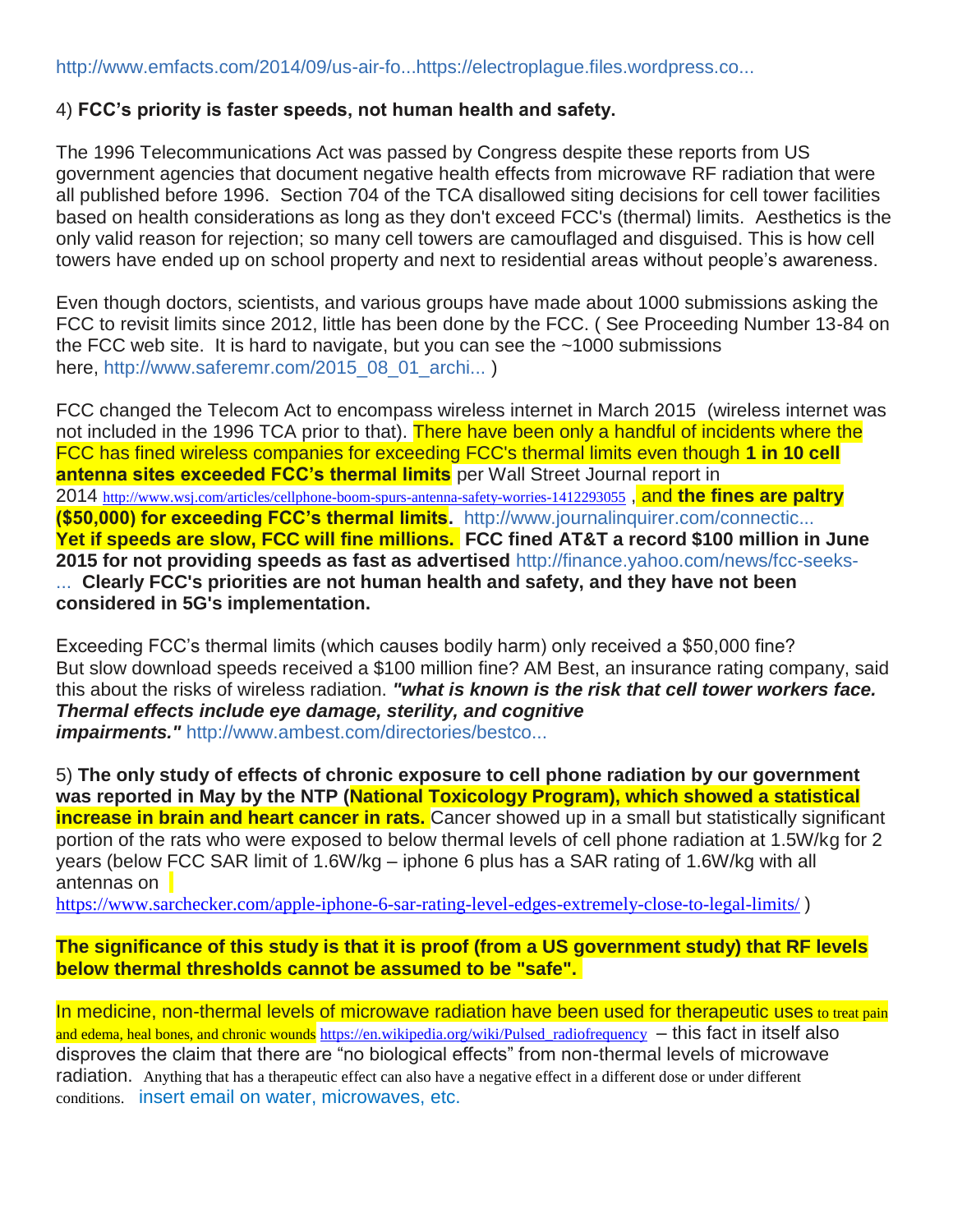http://www.emfacts.com/2014/09/us-air-fo...https://electroplague.files.wordpress.co...

4) **FCC's priority is faster speeds, not human health and safety.**

The 1996 Telecommunications Act was passed by Congress despite these reports from US government agencies that document negative health effects from microwave RF radiation that were all published before 1996. Section 704 of the TCA disallowed siting decisions for cell tower facilities based on health considerations as long as they don't exceed FCC's (thermal) limits. Aesthetics is the only valid reason for rejection; so many cell towers are camouflaged and disguised. This is how cell towers have ended up on school property and next to residential areas without people's awareness.

Even though doctors, scientists, and various groups have made about 1000 submissions asking the FCC to revisit limits since 2012, little has been done by the FCC. ( See Proceeding Number 13-84 on the FCC web site. It is hard to navigate, but you can see the ~1000 submissions here, http://www.saferemr.com/2015_08_01_archi... )

FCC changed the Telecom Act to encompass wireless internet in March 2015 (wireless internet was not included in the 1996 TCA prior to that). There have been only a handful of incidents where the FCC has fined wireless companies for exceeding FCC's thermal limits even though **1 in 10 cell antenna sites exceeded FCC's thermal limits** per Wall Street Journal report in 2014 http://www.wsj.com/articles/cellphone-boom-spurs-antenna-safety-worries-1412293055 , and **the fines are paltry ($50,000) for exceeding FCC's thermal limits.** http://www.journalinquirer.com/connectic... **Yet if speeds are slow, FCC will fine millions. FCC fined AT&T a record $100 million in June 2015 for not providing speeds as fast as advertised** http://finance.yahoo.com/news/fcc-seeks-... **Clearly FCC's priorities are not human health and safety, and they have not been considered in 5G's implementation.**

Exceeding FCC's thermal limits (which causes bodily harm) only received a $50,000 fine? But slow download speeds received a $100 million fine? AM Best, an insurance rating company, said this about the risks of wireless radiation. ***"what is known is the risk that cell tower workers face. Thermal effects include eye damage, sterility, and cognitive impairments."*** http://www.ambest.com/directories/bestco...

5) **The only study of effects of chronic exposure to cell phone radiation by our government was reported in May by the NTP (National Toxicology Program), which showed a statistical increase in brain and heart cancer in rats.** Cancer showed up in a small but statistically significant portion of the rats who were exposed to below thermal levels of cell phone radiation at 1.5W/kg for 2 years (below FCC SAR limit of 1.6W/kg – iphone 6 plus has a SAR rating of 1.6W/kg with all antennas on https://www.sarchecker.com/apple-iphone-6-sar-rating-level-edges-extremely-close-to-legal-limits/ )

**The significance of this study is that it is proof (from a US government study) that RF levels below thermal thresholds cannot be assumed to be "safe".**

In medicine, non-thermal levels of microwave radiation have been used for therapeutic uses to treat pain and edema, heal bones, and chronic wounds https://en.wikipedia.org/wiki/Pulsed_radiofrequency – this fact in itself also disproves the claim that there are "no biological effects" from non-thermal levels of microwave radiation. Anything that has a therapeutic effect can also have a negative effect in a different dose or under different conditions. insert email on water, microwaves, etc.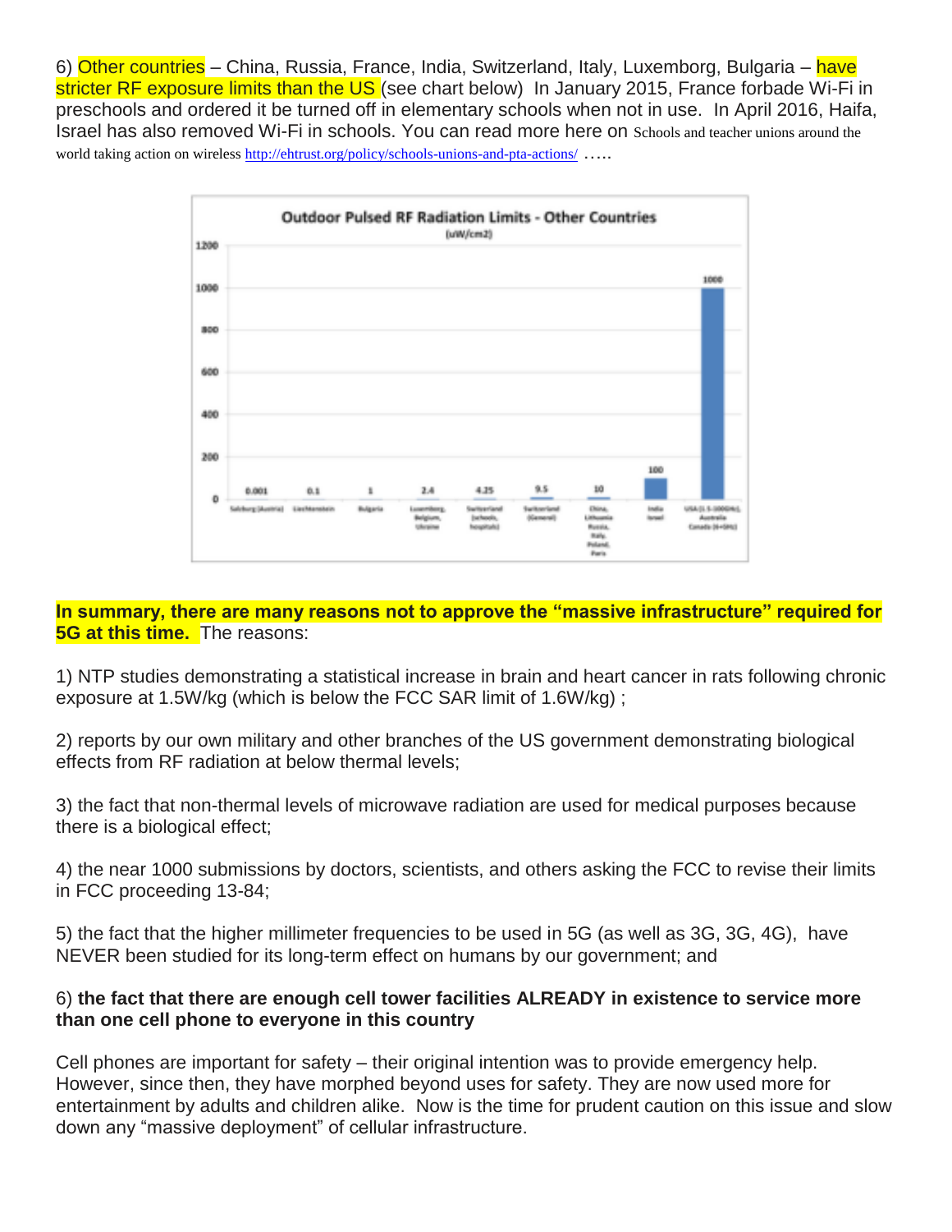6) Other countries – China, Russia, France, India, Switzerland, Italy, Luxemborg, Bulgaria – have stricter RF exposure limits than the US (see chart below) In January 2015, France forbade Wi-Fi in preschools and ordered it be turned off in elementary schools when not in use. In April 2016, Haifa, Israel has also removed Wi-Fi in schools. You can read more here on Schools and teacher unions around the world taking action on wireless http://ehtrust.org/policy/schools-unions-and-pta-actions/ …..

**Outdoor Pulsed RF Radiation Limits - Other Countries**
(uW/cm2)

| Country | Limit (uW/cm2) |
|---|---|
| Salzburg (Austria) | 0.001 |
| Liechtenstein | 0.1 |
| Bulgaria | 1 |
| Luxemborg, Belgium, Ukraine | 2.4 |
| Switzerland (schools, hospitals) | 4.25 |
| Switzerland (General) | 9.5 |
| China, Lithuania Russia, Italy, Poland, Paris | 10 |
| India Israel | 100 |
| USA (1.5-100GHz), Australia Canada (6+GHz) | 1000 |

**In summary, there are many reasons not to approve the "massive infrastructure" required for 5G at this time.** The reasons:

1) NTP studies demonstrating a statistical increase in brain and heart cancer in rats following chronic exposure at 1.5W/kg (which is below the FCC SAR limit of 1.6W/kg) ;

2) reports by our own military and other branches of the US government demonstrating biological effects from RF radiation at below thermal levels;

3) the fact that non-thermal levels of microwave radiation are used for medical purposes because there is a biological effect;

4) the near 1000 submissions by doctors, scientists, and others asking the FCC to revise their limits in FCC proceeding 13-84;

5) the fact that the higher millimeter frequencies to be used in 5G (as well as 3G, 3G, 4G), have NEVER been studied for its long-term effect on humans by our government; and

6) **the fact that there are enough cell tower facilities ALREADY in existence to service more than one cell phone to everyone in this country**

Cell phones are important for safety – their original intention was to provide emergency help. However, since then, they have morphed beyond uses for safety. They are now used more for entertainment by adults and children alike. Now is the time for prudent caution on this issue and slow down any "massive deployment" of cellular infrastructure.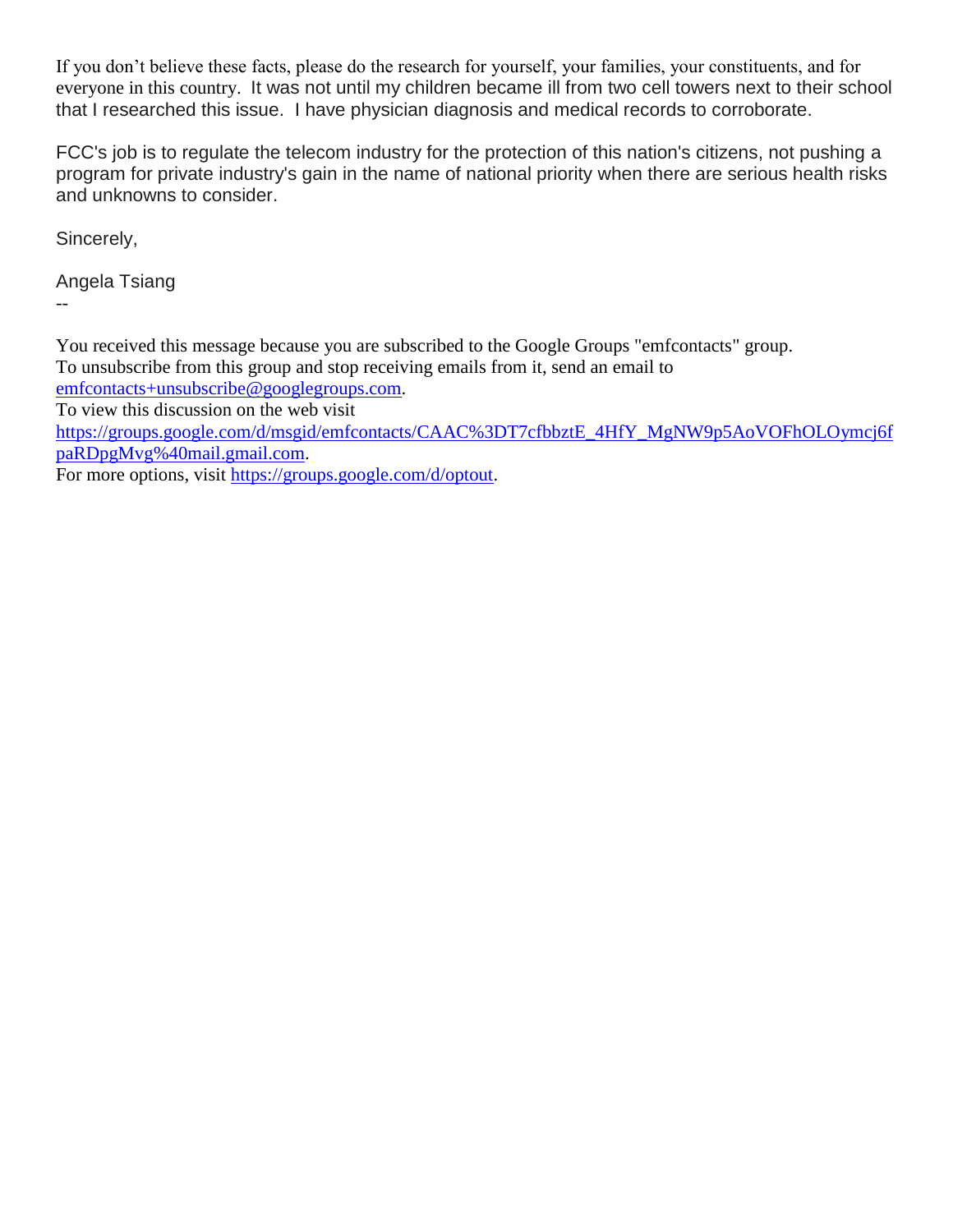If you don't believe these facts, please do the research for yourself, your families, your constituents, and for everyone in this country. It was not until my children became ill from two cell towers next to their school that I researched this issue. I have physician diagnosis and medical records to corroborate.

FCC's job is to regulate the telecom industry for the protection of this nation's citizens, not pushing a program for private industry's gain in the name of national priority when there are serious health risks and unknowns to consider.

Sincerely,

Angela Tsiang

--

You received this message because you are subscribed to the Google Groups "emfcontacts" group.
To unsubscribe from this group and stop receiving emails from it, send an email to emfcontacts+unsubscribe@googlegroups.com.
To view this discussion on the web visit https://groups.google.com/d/msgid/emfcontacts/CAAC%3DT7cfbbztE_4HfY_MgNW9p5AoVOFhOLOymcj6fpaRDpgMvg%40mail.gmail.com.
For more options, visit https://groups.google.com/d/optout.